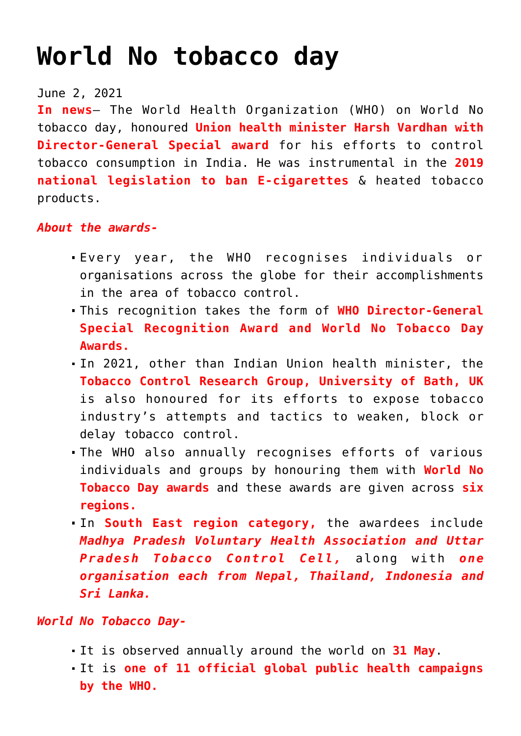# World No tobacco day

June 2, 2021

**In news**– The World Health Organization (WHO) on World No tobacco day, honoured **Union health minister Harsh Vardhan with Director-General Special award** for his efforts to control tobacco consumption in India. He was instrumental in the **2019 national legislation to ban E-cigarettes** & heated tobacco products.

***About the awards-***

- Every year, the WHO recognises individuals or organisations across the globe for their accomplishments in the area of tobacco control.
- This recognition takes the form of **WHO Director-General Special Recognition Award and World No Tobacco Day Awards.**
- In 2021, other than Indian Union health minister, the **Tobacco Control Research Group, University of Bath, UK** is also honoured for its efforts to expose tobacco industry's attempts and tactics to weaken, block or delay tobacco control.
- The WHO also annually recognises efforts of various individuals and groups by honouring them with **World No Tobacco Day awards** and these awards are given across **six regions.**
- In **South East region category,** the awardees include ***Madhya Pradesh Voluntary Health Association and Uttar Pradesh Tobacco Control Cell,*** along with ***one organisation each from Nepal, Thailand, Indonesia and Sri Lanka.***

***World No Tobacco Day-***

- It is observed annually around the world on **31 May**.
- It is **one of 11 official global public health campaigns by the WHO.**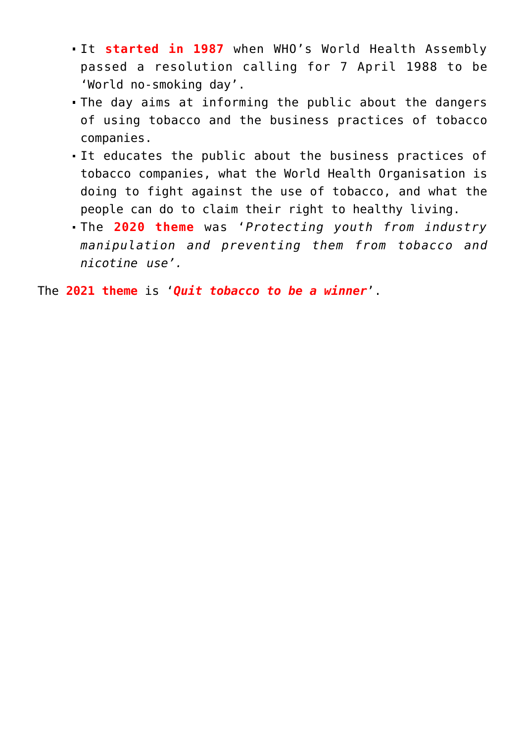- It **started in 1987** when WHO's World Health Assembly passed a resolution calling for 7 April 1988 to be 'World no-smoking day'.
- The day aims at informing the public about the dangers of using tobacco and the business practices of tobacco companies.
- It educates the public about the business practices of tobacco companies, what the World Health Organisation is doing to fight against the use of tobacco, and what the people can do to claim their right to healthy living.
- The **2020 theme** was '*Protecting youth from industry manipulation and preventing them from tobacco and nicotine use'.*

The **2021 theme** is '***Quit tobacco to be a winner***'.